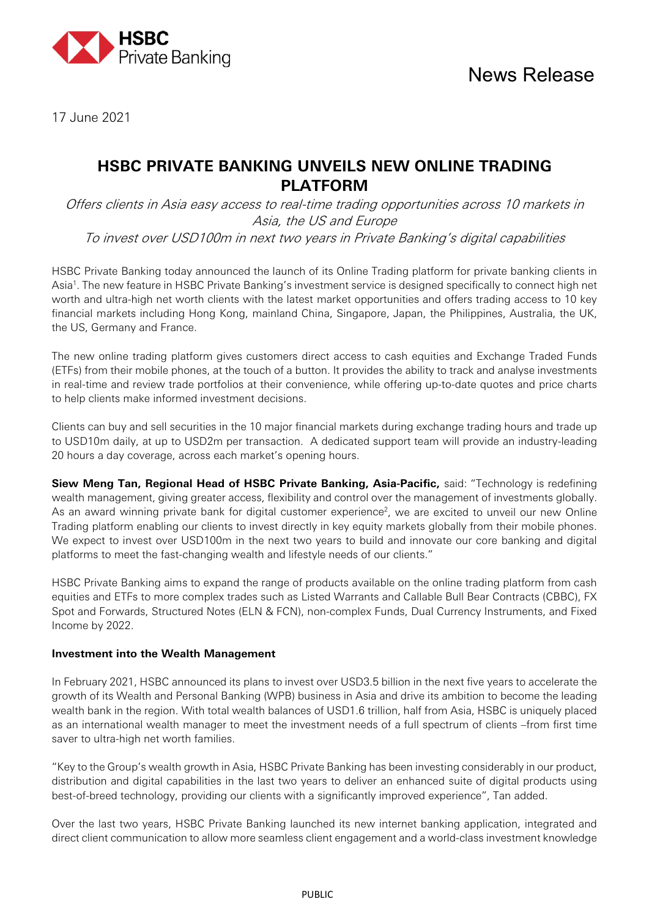HSBC Private Banking

News Release

17 June 2021

# HSBC PRIVATE BANKING UNVEILS NEW ONLINE TRADING PLATFORM

*Offers clients in Asia easy access to real-time trading opportunities across 10 markets in Asia, the US and Europe*

*To invest over USD100m in next two years in Private Banking's digital capabilities*

HSBC Private Banking today announced the launch of its Online Trading platform for private banking clients in Asia[1]. The new feature in HSBC Private Banking's investment service is designed specifically to connect high net worth and ultra-high net worth clients with the latest market opportunities and offers trading access to 10 key financial markets including Hong Kong, mainland China, Singapore, Japan, the Philippines, Australia, the UK, the US, Germany and France.

The new online trading platform gives customers direct access to cash equities and Exchange Traded Funds (ETFs) from their mobile phones, at the touch of a button. It provides the ability to track and analyse investments in real-time and review trade portfolios at their convenience, while offering up-to-date quotes and price charts to help clients make informed investment decisions.

Clients can buy and sell securities in the 10 major financial markets during exchange trading hours and trade up to USD10m daily, at up to USD2m per transaction. A dedicated support team will provide an industry-leading 20 hours a day coverage, across each market's opening hours.

**Siew Meng Tan, Regional Head of HSBC Private Banking, Asia-Pacific,** said: "Technology is redefining wealth management, giving greater access, flexibility and control over the management of investments globally. As an award winning private bank for digital customer experience[2], we are excited to unveil our new Online Trading platform enabling our clients to invest directly in key equity markets globally from their mobile phones. We expect to invest over USD100m in the next two years to build and innovate our core banking and digital platforms to meet the fast-changing wealth and lifestyle needs of our clients."

HSBC Private Banking aims to expand the range of products available on the online trading platform from cash equities and ETFs to more complex trades such as Listed Warrants and Callable Bull Bear Contracts (CBBC), FX Spot and Forwards, Structured Notes (ELN & FCN), non-complex Funds, Dual Currency Instruments, and Fixed Income by 2022.

**Investment into the Wealth Management**

In February 2021, HSBC announced its plans to invest over USD3.5 billion in the next five years to accelerate the growth of its Wealth and Personal Banking (WPB) business in Asia and drive its ambition to become the leading wealth bank in the region. With total wealth balances of USD1.6 trillion, half from Asia, HSBC is uniquely placed as an international wealth manager to meet the investment needs of a full spectrum of clients –from first time saver to ultra-high net worth families.

"Key to the Group's wealth growth in Asia, HSBC Private Banking has been investing considerably in our product, distribution and digital capabilities in the last two years to deliver an enhanced suite of digital products using best-of-breed technology, providing our clients with a significantly improved experience", Tan added.

Over the last two years, HSBC Private Banking launched its new internet banking application, integrated and direct client communication to allow more seamless client engagement and a world-class investment knowledge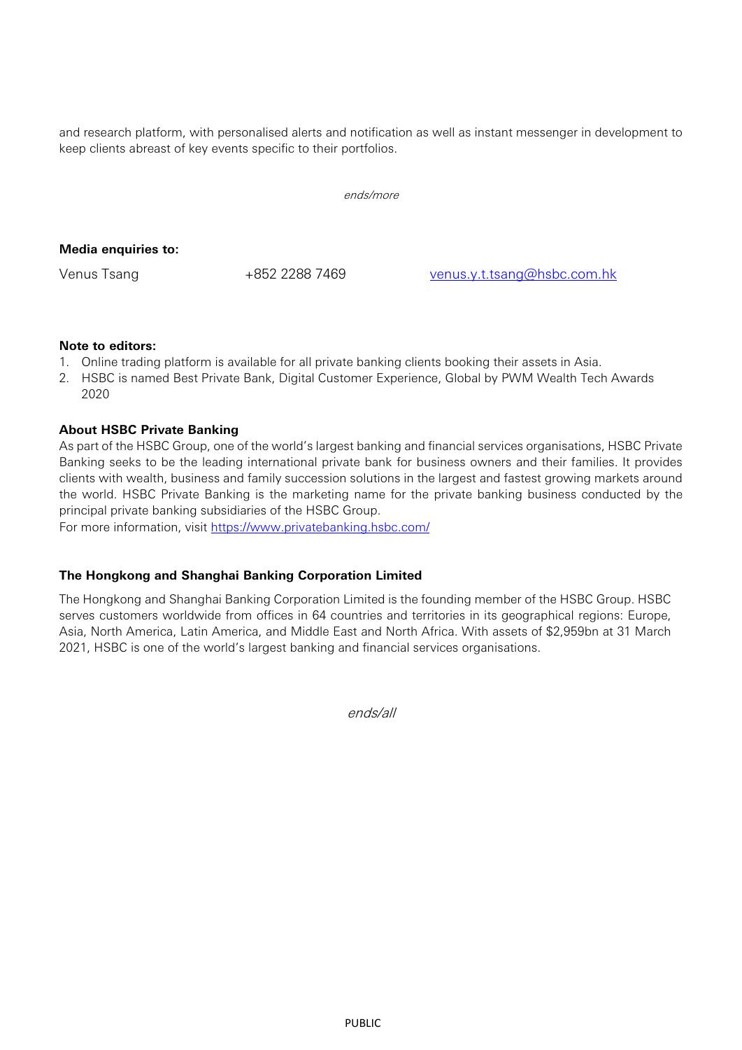and research platform, with personalised alerts and notification as well as instant messenger in development to keep clients abreast of key events specific to their portfolios.

*ends/more*

**Media enquiries to:**

Venus Tsang +852 2288 7469 venus.y.t.tsang@hsbc.com.hk

**Note to editors:**

1. Online trading platform is available for all private banking clients booking their assets in Asia.
2. HSBC is named Best Private Bank, Digital Customer Experience, Global by PWM Wealth Tech Awards 2020

**About HSBC Private Banking**

As part of the HSBC Group, one of the world's largest banking and financial services organisations, HSBC Private Banking seeks to be the leading international private bank for business owners and their families. It provides clients with wealth, business and family succession solutions in the largest and fastest growing markets around the world. HSBC Private Banking is the marketing name for the private banking business conducted by the principal private banking subsidiaries of the HSBC Group.

For more information, visit https://www.privatebanking.hsbc.com/

**The Hongkong and Shanghai Banking Corporation Limited**

The Hongkong and Shanghai Banking Corporation Limited is the founding member of the HSBC Group. HSBC serves customers worldwide from offices in 64 countries and territories in its geographical regions: Europe, Asia, North America, Latin America, and Middle East and North Africa. With assets of $2,959bn at 31 March 2021, HSBC is one of the world's largest banking and financial services organisations.

*ends/all*

PUBLIC